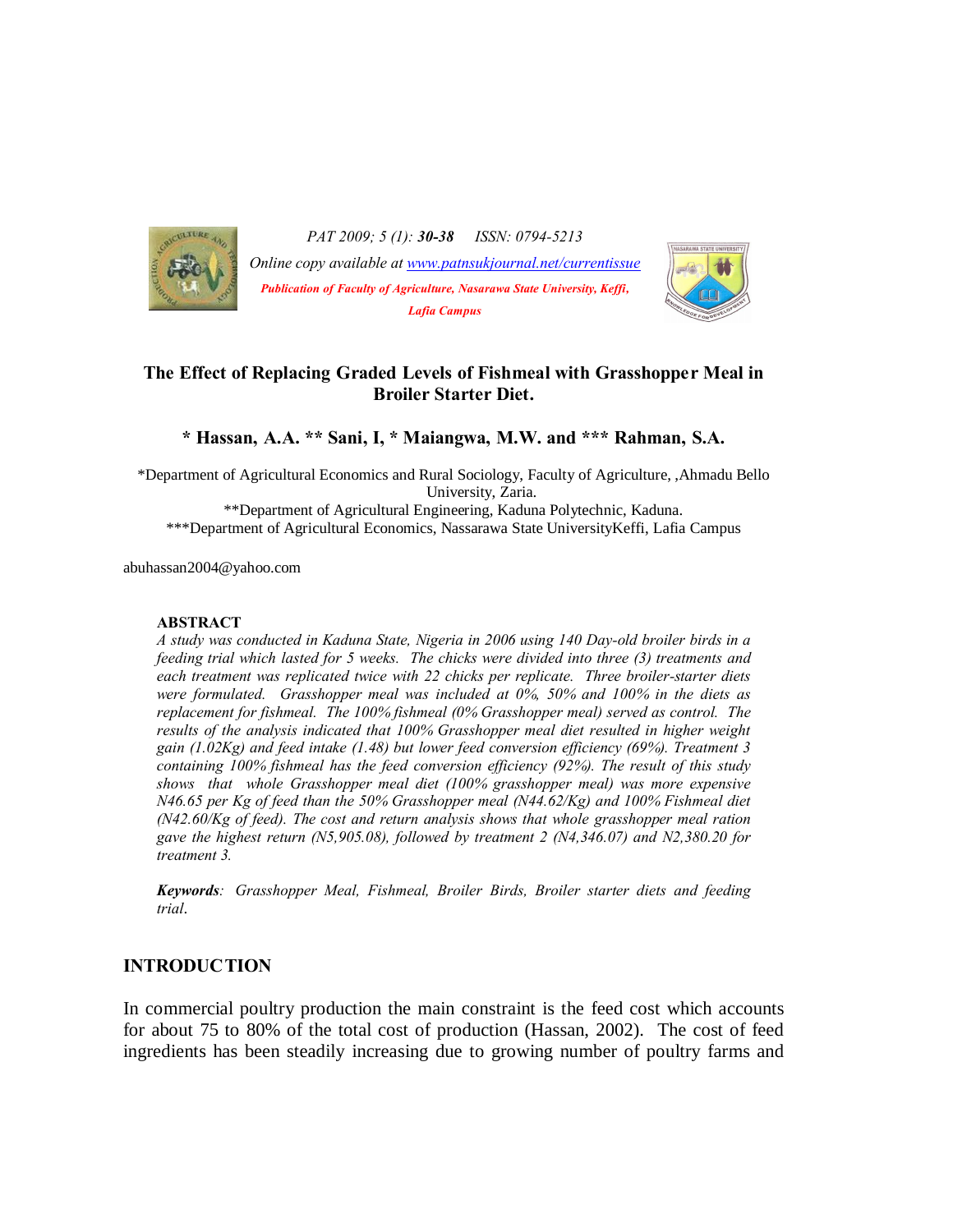PAT 2009; 5 (1): **30-38** ISSN: 0794-5213

Online copy available at www.patnsukjournal.net/currentissue

*Publication of Faculty of Agriculture, Nasarawa State University, Keffi, Lafia Campus*

# The Effect of Replacing Graded Levels of Fishmeal with Grasshopper Meal in Broiler Starter Diet.

**\* Hassan, A.A. \*\* Sani, I, \* Maiangwa, M.W. and \*\*\* Rahman, S.A.**

\*Department of Agricultural Economics and Rural Sociology, Faculty of Agriculture, ,Ahmadu Bello University, Zaria.

\*\*Department of Agricultural Engineering, Kaduna Polytechnic, Kaduna.

\*\*\*Department of Agricultural Economics, Nassarawa State UniversityKeffi, Lafia Campus

abuhassan2004@yahoo.com

## ABSTRACT

*A study was conducted in Kaduna State, Nigeria in 2006 using 140 Day-old broiler birds in a feeding trial which lasted for 5 weeks. The chicks were divided into three (3) treatments and each treatment was replicated twice with 22 chicks per replicate. Three broiler-starter diets were formulated. Grasshopper meal was included at 0%, 50% and 100% in the diets as replacement for fishmeal. The 100% fishmeal (0% Grasshopper meal) served as control. The results of the analysis indicated that 100% Grasshopper meal diet resulted in higher weight gain (1.02Kg) and feed intake (1.48) but lower feed conversion efficiency (69%). Treatment 3 containing 100% fishmeal has the feed conversion efficiency (92%). The result of this study shows that whole Grasshopper meal diet (100% grasshopper meal) was more expensive N46.65 per Kg of feed than the 50% Grasshopper meal (N44.62/Kg) and 100% Fishmeal diet (N42.60/Kg of feed). The cost and return analysis shows that whole grasshopper meal ration gave the highest return (N5,905.08), followed by treatment 2 (N4,346.07) and N2,380.20 for treatment 3.*

***Keywords**: Grasshopper Meal, Fishmeal, Broiler Birds, Broiler starter diets and feeding trial.*

## INTRODUCTION

In commercial poultry production the main constraint is the feed cost which accounts for about 75 to 80% of the total cost of production (Hassan, 2002). The cost of feed ingredients has been steadily increasing due to growing number of poultry farms and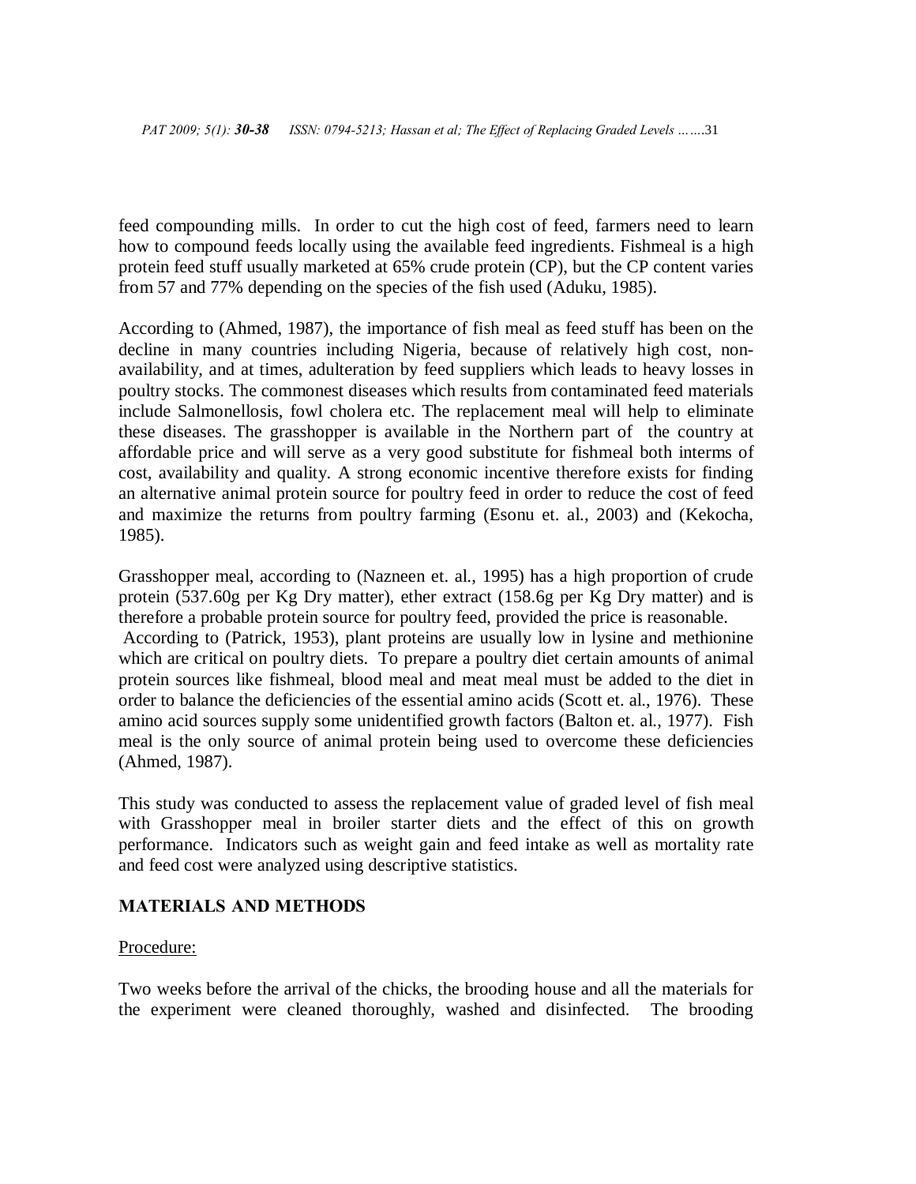feed compounding mills. In order to cut the high cost of feed, farmers need to learn how to compound feeds locally using the available feed ingredients. Fishmeal is a high protein feed stuff usually marketed at 65% crude protein (CP), but the CP content varies from 57 and 77% depending on the species of the fish used (Aduku, 1985).

According to (Ahmed, 1987), the importance of fish meal as feed stuff has been on the decline in many countries including Nigeria, because of relatively high cost, non-availability, and at times, adulteration by feed suppliers which leads to heavy losses in poultry stocks. The commonest diseases which results from contaminated feed materials include Salmonellosis, fowl cholera etc. The replacement meal will help to eliminate these diseases. The grasshopper is available in the Northern part of the country at affordable price and will serve as a very good substitute for fishmeal both interms of cost, availability and quality. A strong economic incentive therefore exists for finding an alternative animal protein source for poultry feed in order to reduce the cost of feed and maximize the returns from poultry farming (Esonu et. al., 2003) and (Kekocha, 1985).

Grasshopper meal, according to (Nazneen et. al., 1995) has a high proportion of crude protein (537.60g per Kg Dry matter), ether extract (158.6g per Kg Dry matter) and is therefore a probable protein source for poultry feed, provided the price is reasonable.
According to (Patrick, 1953), plant proteins are usually low in lysine and methionine which are critical on poultry diets. To prepare a poultry diet certain amounts of animal protein sources like fishmeal, blood meal and meat meal must be added to the diet in order to balance the deficiencies of the essential amino acids (Scott et. al., 1976). These amino acid sources supply some unidentified growth factors (Balton et. al., 1977). Fish meal is the only source of animal protein being used to overcome these deficiencies (Ahmed, 1987).

This study was conducted to assess the replacement value of graded level of fish meal with Grasshopper meal in broiler starter diets and the effect of this on growth performance. Indicators such as weight gain and feed intake as well as mortality rate and feed cost were analyzed using descriptive statistics.

## MATERIALS AND METHODS

Procedure:

Two weeks before the arrival of the chicks, the brooding house and all the materials for the experiment were cleaned thoroughly, washed and disinfected. The brooding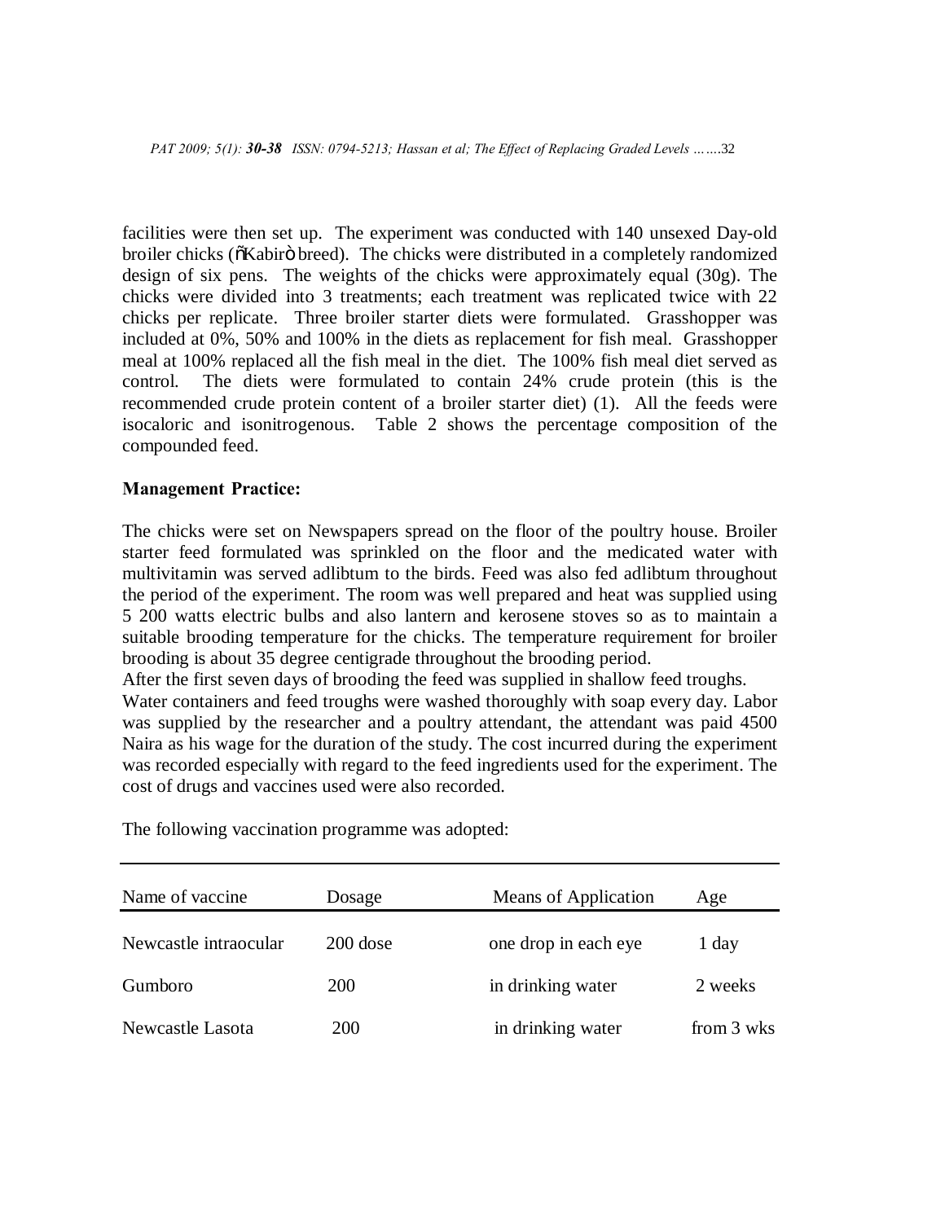facilities were then set up. The experiment was conducted with 140 unsexed Day-old broiler chicks (õKabirö breed). The chicks were distributed in a completely randomized design of six pens. The weights of the chicks were approximately equal (30g). The chicks were divided into 3 treatments; each treatment was replicated twice with 22 chicks per replicate. Three broiler starter diets were formulated. Grasshopper was included at 0%, 50% and 100% in the diets as replacement for fish meal. Grasshopper meal at 100% replaced all the fish meal in the diet. The 100% fish meal diet served as control. The diets were formulated to contain 24% crude protein (this is the recommended crude protein content of a broiler starter diet) (1). All the feeds were isocaloric and isonitrogenous. Table 2 shows the percentage composition of the compounded feed.

**Management Practice:**

The chicks were set on Newspapers spread on the floor of the poultry house. Broiler starter feed formulated was sprinkled on the floor and the medicated water with multivitamin was served adlibtum to the birds. Feed was also fed adlibtum throughout the period of the experiment. The room was well prepared and heat was supplied using 5 200 watts electric bulbs and also lantern and kerosene stoves so as to maintain a suitable brooding temperature for the chicks. The temperature requirement for broiler brooding is about 35 degree centigrade throughout the brooding period.

After the first seven days of brooding the feed was supplied in shallow feed troughs.

Water containers and feed troughs were washed thoroughly with soap every day. Labor was supplied by the researcher and a poultry attendant, the attendant was paid 4500 Naira as his wage for the duration of the study. The cost incurred during the experiment was recorded especially with regard to the feed ingredients used for the experiment. The cost of drugs and vaccines used were also recorded.

The following vaccination programme was adopted:

| Name of vaccine | Dosage | Means of Application | Age |
|---|---|---|---|
| Newcastle intraocular | 200 dose | one drop in each eye | 1 day |
| Gumboro | 200 | in drinking water | 2 weeks |
| Newcastle Lasota | 200 | in drinking water | from 3 wks |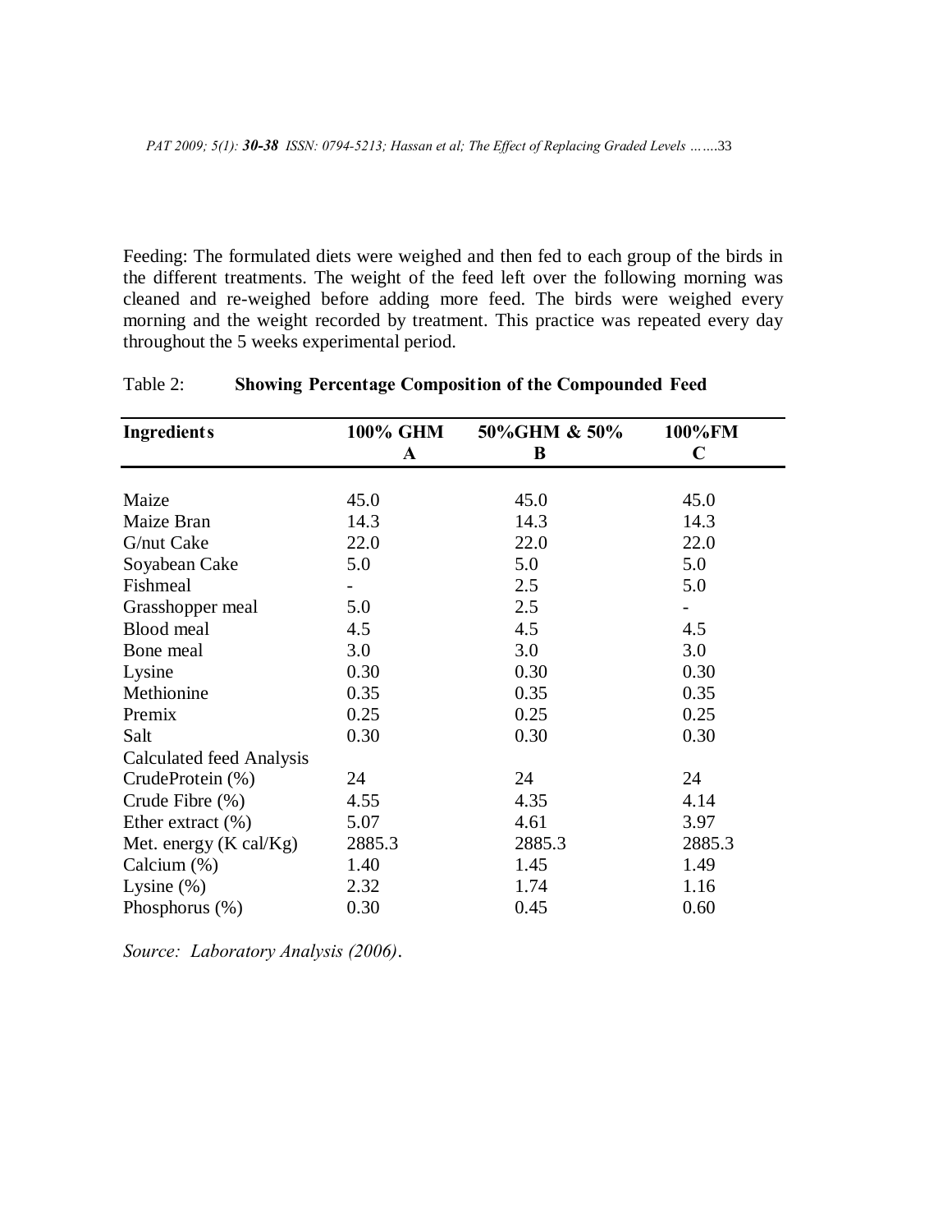Feeding: The formulated diets were weighed and then fed to each group of the birds in the different treatments. The weight of the feed left over the following morning was cleaned and re-weighed before adding more feed. The birds were weighed every morning and the weight recorded by treatment. This practice was repeated every day throughout the 5 weeks experimental period.

Table 2: **Showing Percentage Composition of the Compounded Feed**

| **Ingredients** | **100% GHM A** | **50%GHM & 50% B** | **100%FM C** |
|---|---|---|---|
| Maize | 45.0 | 45.0 | 45.0 |
| Maize Bran | 14.3 | 14.3 | 14.3 |
| G/nut Cake | 22.0 | 22.0 | 22.0 |
| Soyabean Cake | 5.0 | 5.0 | 5.0 |
| Fishmeal | - | 2.5 | 5.0 |
| Grasshopper meal | 5.0 | 2.5 | - |
| Blood meal | 4.5 | 4.5 | 4.5 |
| Bone meal | 3.0 | 3.0 | 3.0 |
| Lysine | 0.30 | 0.30 | 0.30 |
| Methionine | 0.35 | 0.35 | 0.35 |
| Premix | 0.25 | 0.25 | 0.25 |
| Salt | 0.30 | 0.30 | 0.30 |
| Calculated feed Analysis | | | |
| CrudeProtein (%) | 24 | 24 | 24 |
| Crude Fibre (%) | 4.55 | 4.35 | 4.14 |
| Ether extract (%) | 5.07 | 4.61 | 3.97 |
| Met. energy (K cal/Kg) | 2885.3 | 2885.3 | 2885.3 |
| Calcium (%) | 1.40 | 1.45 | 1.49 |
| Lysine (%) | 2.32 | 1.74 | 1.16 |
| Phosphorus (%) | 0.30 | 0.45 | 0.60 |

*Source: Laboratory Analysis (2006).*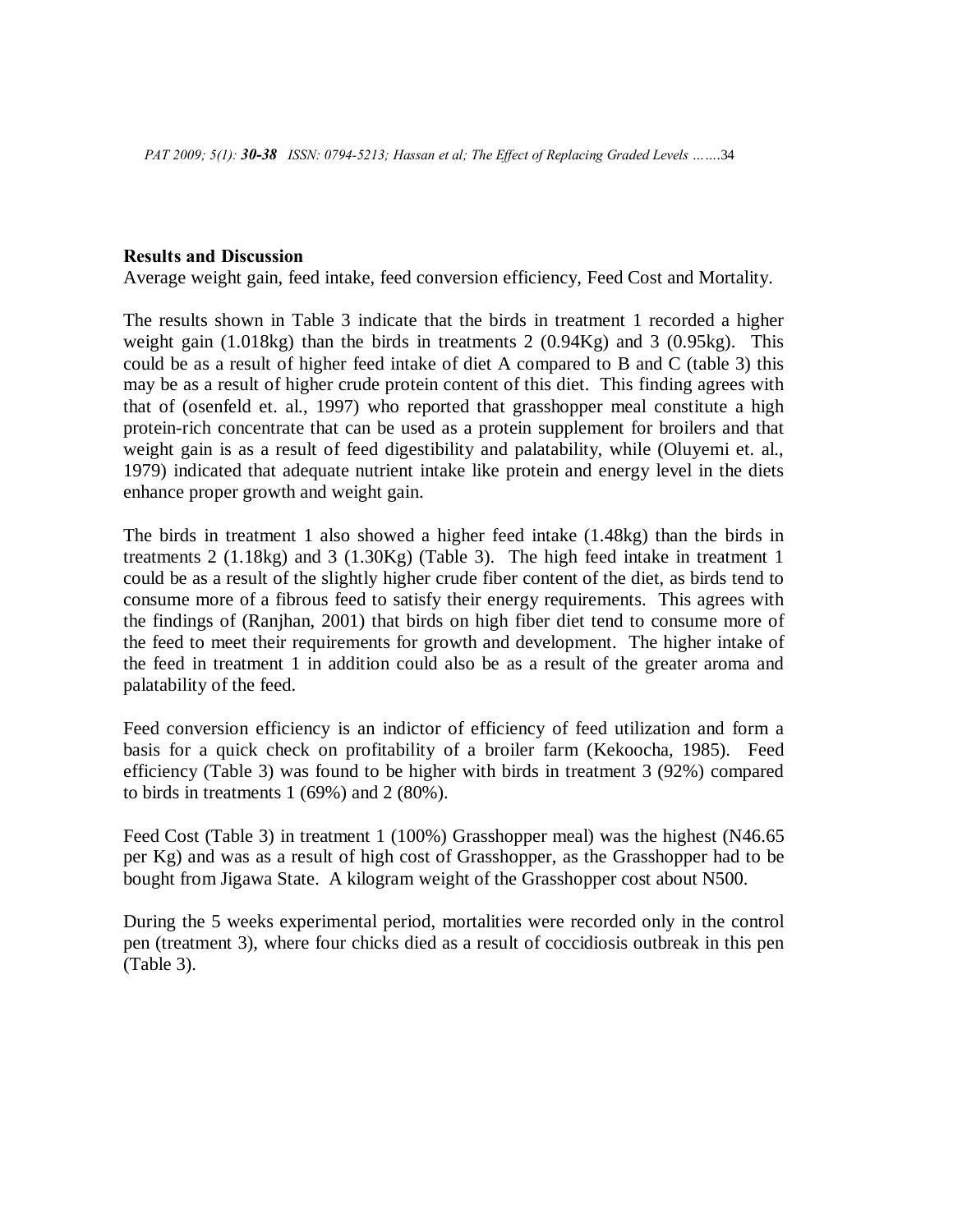**Results and Discussion**

Average weight gain, feed intake, feed conversion efficiency, Feed Cost and Mortality.

The results shown in Table 3 indicate that the birds in treatment 1 recorded a higher weight gain (1.018kg) than the birds in treatments 2 (0.94Kg) and 3 (0.95kg). This could be as a result of higher feed intake of diet A compared to B and C (table 3) this may be as a result of higher crude protein content of this diet. This finding agrees with that of (osenfeld et. al., 1997) who reported that grasshopper meal constitute a high protein-rich concentrate that can be used as a protein supplement for broilers and that weight gain is as a result of feed digestibility and palatability, while (Oluyemi et. al., 1979) indicated that adequate nutrient intake like protein and energy level in the diets enhance proper growth and weight gain.

The birds in treatment 1 also showed a higher feed intake (1.48kg) than the birds in treatments 2 (1.18kg) and 3 (1.30Kg) (Table 3). The high feed intake in treatment 1 could be as a result of the slightly higher crude fiber content of the diet, as birds tend to consume more of a fibrous feed to satisfy their energy requirements. This agrees with the findings of (Ranjhan, 2001) that birds on high fiber diet tend to consume more of the feed to meet their requirements for growth and development. The higher intake of the feed in treatment 1 in addition could also be as a result of the greater aroma and palatability of the feed.

Feed conversion efficiency is an indictor of efficiency of feed utilization and form a basis for a quick check on profitability of a broiler farm (Kekoocha, 1985). Feed efficiency (Table 3) was found to be higher with birds in treatment 3 (92%) compared to birds in treatments 1 (69%) and 2 (80%).

Feed Cost (Table 3) in treatment 1 (100%) Grasshopper meal) was the highest (N46.65 per Kg) and was as a result of high cost of Grasshopper, as the Grasshopper had to be bought from Jigawa State. A kilogram weight of the Grasshopper cost about N500.

During the 5 weeks experimental period, mortalities were recorded only in the control pen (treatment 3), where four chicks died as a result of coccidiosis outbreak in this pen (Table 3).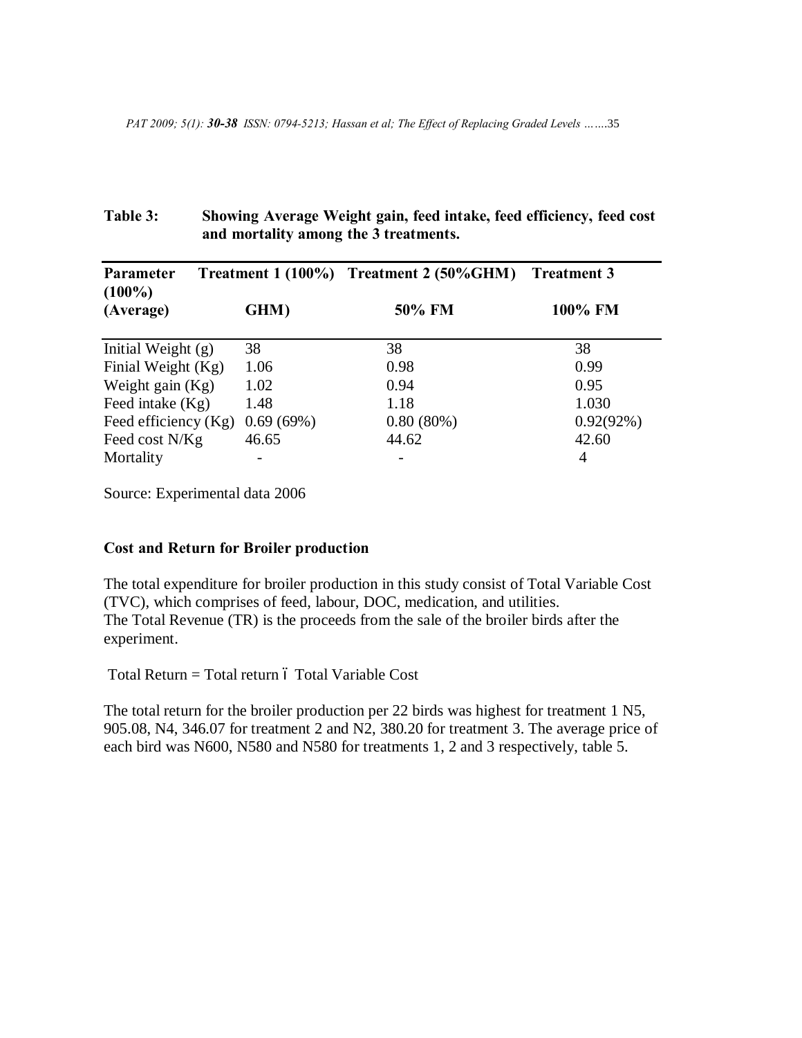**Table 3: Showing Average Weight gain, feed intake, feed efficiency, feed cost and mortality among the 3 treatments.**

| Parameter (100%) (Average) | Treatment 1 (100%) GHM) | Treatment 2 (50%GHM) 50% FM | Treatment 3 100% FM |
|---|---|---|---|
| Initial Weight (g) | 38 | 38 | 38 |
| Finial Weight (Kg) | 1.06 | 0.98 | 0.99 |
| Weight gain (Kg) | 1.02 | 0.94 | 0.95 |
| Feed intake (Kg) | 1.48 | 1.18 | 1.030 |
| Feed efficiency (Kg) | 0.69 (69%) | 0.80 (80%) | 0.92(92%) |
| Feed cost N/Kg | 46.65 | 44.62 | 42.60 |
| Mortality | - | - | 4 |

Source: Experimental data 2006

**Cost and Return for Broiler production**

The total expenditure for broiler production in this study consist of Total Variable Cost (TVC), which comprises of feed, labour, DOC, medication, and utilities.
The Total Revenue (TR) is the proceeds from the sale of the broiler birds after the experiment.

Total Return = Total return – Total Variable Cost

The total return for the broiler production per 22 birds was highest for treatment 1 N5, 905.08, N4, 346.07 for treatment 2 and N2, 380.20 for treatment 3. The average price of each bird was N600, N580 and N580 for treatments 1, 2 and 3 respectively, table 5.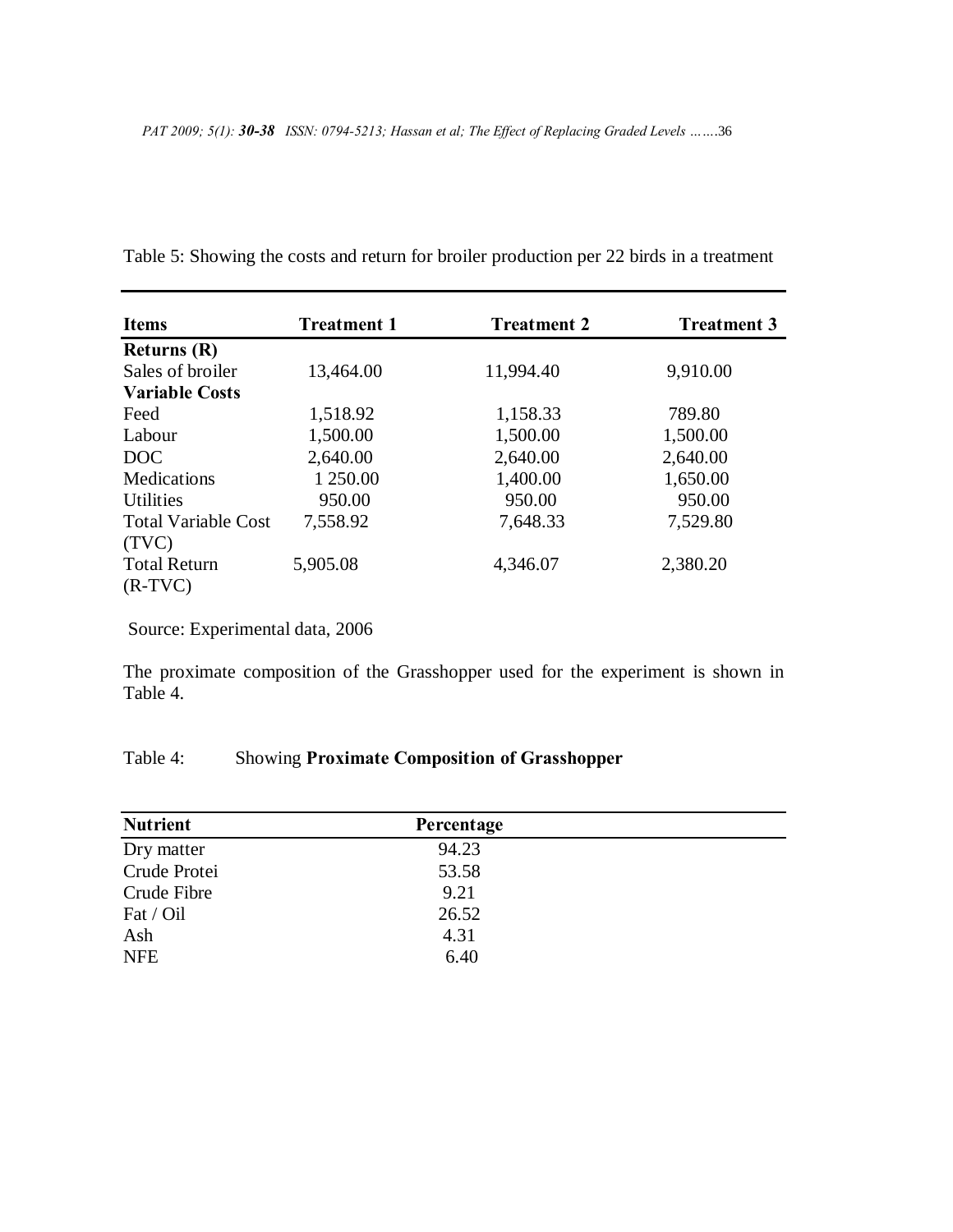Table 5: Showing the costs and return for broiler production per 22 birds in a treatment

| Items | Treatment 1 | Treatment 2 | Treatment 3 |
|---|---|---|---|
| **Returns (R)** | | | |
| Sales of broiler | 13,464.00 | 11,994.40 | 9,910.00 |
| **Variable Costs** | | | |
| Feed | 1,518.92 | 1,158.33 | 789.80 |
| Labour | 1,500.00 | 1,500.00 | 1,500.00 |
| DOC | 2,640.00 | 2,640.00 | 2,640.00 |
| Medications | 1 250.00 | 1,400.00 | 1,650.00 |
| Utilities | 950.00 | 950.00 | 950.00 |
| Total Variable Cost (TVC) | 7,558.92 | 7,648.33 | 7,529.80 |
| Total Return (R-TVC) | 5,905.08 | 4,346.07 | 2,380.20 |

Source: Experimental data, 2006

The proximate composition of the Grasshopper used for the experiment is shown in Table 4.

Table 4: Showing **Proximate Composition of Grasshopper**

| Nutrient | Percentage |
|---|---|
| Dry matter | 94.23 |
| Crude Protei | 53.58 |
| Crude Fibre | 9.21 |
| Fat / Oil | 26.52 |
| Ash | 4.31 |
| NFE | 6.40 |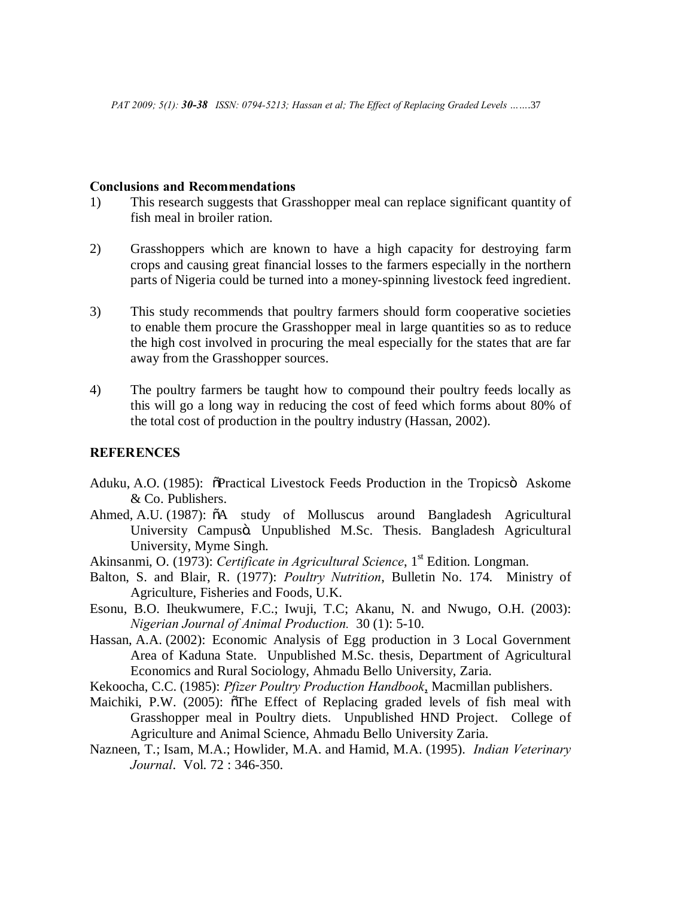**Conclusions and Recommendations**

1) This research suggests that Grasshopper meal can replace significant quantity of fish meal in broiler ration.

2) Grasshoppers which are known to have a high capacity for destroying farm crops and causing great financial losses to the farmers especially in the northern parts of Nigeria could be turned into a money-spinning livestock feed ingredient.

3) This study recommends that poultry farmers should form cooperative societies to enable them procure the Grasshopper meal in large quantities so as to reduce the high cost involved in procuring the meal especially for the states that are far away from the Grasshopper sources.

4) The poultry farmers be taught how to compound their poultry feeds locally as this will go a long way in reducing the cost of feed which forms about 80% of the total cost of production in the poultry industry (Hassan, 2002).

**REFERENCES**

Aduku, A.O. (1985): "Practical Livestock Feeds Production in the Tropics" Askome & Co. Publishers.

Ahmed, A.U. (1987): "A study of Molluscus around Bangladesh Agricultural University Campus". Unpublished M.Sc. Thesis. Bangladesh Agricultural University, Myme Singh.

Akinsanmi, O. (1973): *Certificate in Agricultural Science*, 1st Edition. Longman.

Balton, S. and Blair, R. (1977): *Poultry Nutrition*, Bulletin No. 174. Ministry of Agriculture, Fisheries and Foods, U.K.

Esonu, B.O. Iheukwumere, F.C.; Iwuji, T.C; Akanu, N. and Nwugo, O.H. (2003): *Nigerian Journal of Animal Production.* 30 (1): 5-10.

Hassan, A.A. (2002): Economic Analysis of Egg production in 3 Local Government Area of Kaduna State. Unpublished M.Sc. thesis, Department of Agricultural Economics and Rural Sociology, Ahmadu Bello University, Zaria.

Kekoocha, C.C. (1985): *Pfizer Poultry Production Handbook*, Macmillan publishers.

Maichiki, P.W. (2005): "The Effect of Replacing graded levels of fish meal with Grasshopper meal in Poultry diets. Unpublished HND Project. College of Agriculture and Animal Science, Ahmadu Bello University Zaria.

Nazneen, T.; Isam, M.A.; Howlider, M.A. and Hamid, M.A. (1995). *Indian Veterinary Journal*. Vol. 72 : 346-350.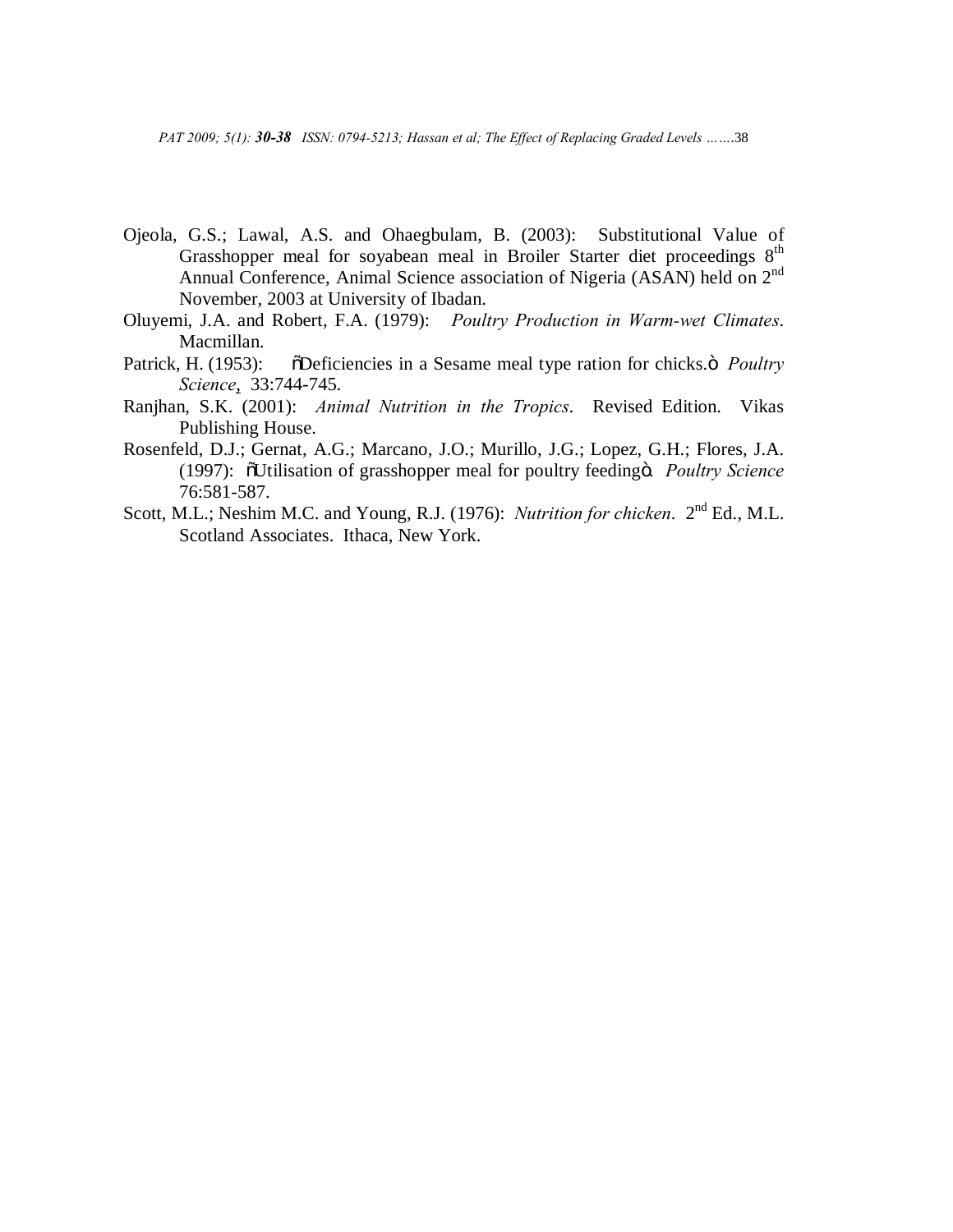Ojeola, G.S.; Lawal, A.S. and Ohaegbulam, B. (2003): Substitutional Value of Grasshopper meal for soyabean meal in Broiler Starter diet proceedings 8th Annual Conference, Animal Science association of Nigeria (ASAN) held on 2nd November, 2003 at University of Ibadan.

Oluyemi, J.A. and Robert, F.A. (1979): *Poultry Production in Warm-wet Climates*. Macmillan.

Patrick, H. (1953): "Deficiencies in a Sesame meal type ration for chicks." *Poultry Science*, 33:744-745.

Ranjhan, S.K. (2001): *Animal Nutrition in the Tropics*. Revised Edition. Vikas Publishing House.

Rosenfeld, D.J.; Gernat, A.G.; Marcano, J.O.; Murillo, J.G.; Lopez, G.H.; Flores, J.A. (1997): "Utilisation of grasshopper meal for poultry feeding". *Poultry Science* 76:581-587.

Scott, M.L.; Neshim M.C. and Young, R.J. (1976): *Nutrition for chicken*. 2nd Ed., M.L. Scotland Associates. Ithaca, New York.